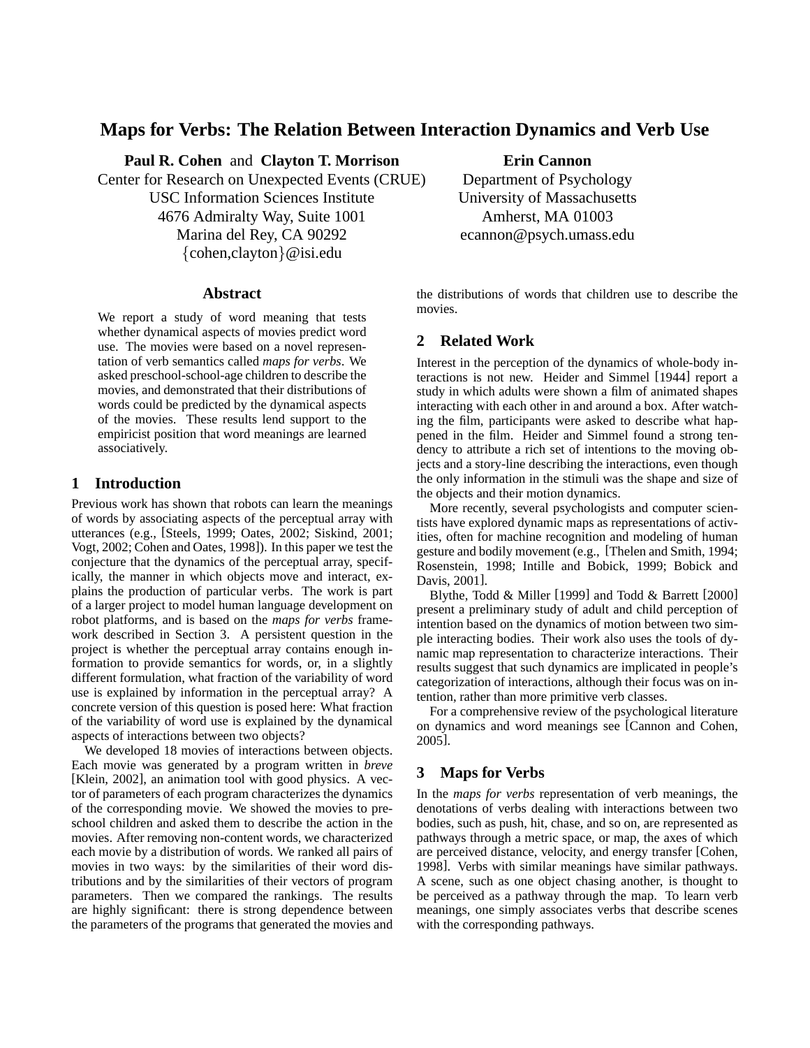# Maps for Verbs: The Relation Between Interaction Dynamics and Verb Use

**Paul R. Cohen** and **Clayton T. Morrison**
Center for Research on Unexpected Events (CRUE)
USC Information Sciences Institute
4676 Admiralty Way, Suite 1001
Marina del Rey, CA 90292
{cohen,clayton}@isi.edu

**Erin Cannon**
Department of Psychology
University of Massachusetts
Amherst, MA 01003
ecannon@psych.umass.edu

### Abstract

We report a study of word meaning that tests whether dynamical aspects of movies predict word use. The movies were based on a novel representation of verb semantics called *maps for verbs*. We asked preschool-school-age children to describe the movies, and demonstrated that their distributions of words could be predicted by the dynamical aspects of the movies. These results lend support to the empiricist position that word meanings are learned associatively.

## 1 Introduction

Previous work has shown that robots can learn the meanings of words by associating aspects of the perceptual array with utterances (e.g., [Steels, 1999; Oates, 2002; Siskind, 2001; Vogt, 2002; Cohen and Oates, 1998]). In this paper we test the conjecture that the dynamics of the perceptual array, specifically, the manner in which objects move and interact, explains the production of particular verbs. The work is part of a larger project to model human language development on robot platforms, and is based on the *maps for verbs* framework described in Section 3. A persistent question in the project is whether the perceptual array contains enough information to provide semantics for words, or, in a slightly different formulation, what fraction of the variability of word use is explained by information in the perceptual array? A concrete version of this question is posed here: What fraction of the variability of word use is explained by the dynamical aspects of interactions between two objects?

We developed 18 movies of interactions between objects. Each movie was generated by a program written in *breve* [Klein, 2002], an animation tool with good physics. A vector of parameters of each program characterizes the dynamics of the corresponding movie. We showed the movies to preschool children and asked them to describe the action in the movies. After removing non-content words, we characterized each movie by a distribution of words. We ranked all pairs of movies in two ways: by the similarities of their word distributions and by the similarities of their vectors of program parameters. Then we compared the rankings. The results are highly significant: there is strong dependence between the parameters of the programs that generated the movies and the distributions of words that children use to describe the movies.

## 2 Related Work

Interest in the perception of the dynamics of whole-body interactions is not new. Heider and Simmel [1944] report a study in which adults were shown a film of animated shapes interacting with each other in and around a box. After watching the film, participants were asked to describe what happened in the film. Heider and Simmel found a strong tendency to attribute a rich set of intentions to the moving objects and a story-line describing the interactions, even though the only information in the stimuli was the shape and size of the objects and their motion dynamics.

More recently, several psychologists and computer scientists have explored dynamic maps as representations of activities, often for machine recognition and modeling of human gesture and bodily movement (e.g., [Thelen and Smith, 1994; Rosenstein, 1998; Intille and Bobick, 1999; Bobick and Davis, 2001].

Blythe, Todd & Miller [1999] and Todd & Barrett [2000] present a preliminary study of adult and child perception of intention based on the dynamics of motion between two simple interacting bodies. Their work also uses the tools of dynamic map representation to characterize interactions. Their results suggest that such dynamics are implicated in people's categorization of interactions, although their focus was on intention, rather than more primitive verb classes.

For a comprehensive review of the psychological literature on dynamics and word meanings see [Cannon and Cohen, 2005].

## 3 Maps for Verbs

In the *maps for verbs* representation of verb meanings, the denotations of verbs dealing with interactions between two bodies, such as push, hit, chase, and so on, are represented as pathways through a metric space, or map, the axes of which are perceived distance, velocity, and energy transfer [Cohen, 1998]. Verbs with similar meanings have similar pathways. A scene, such as one object chasing another, is thought to be perceived as a pathway through the map. To learn verb meanings, one simply associates verbs that describe scenes with the corresponding pathways.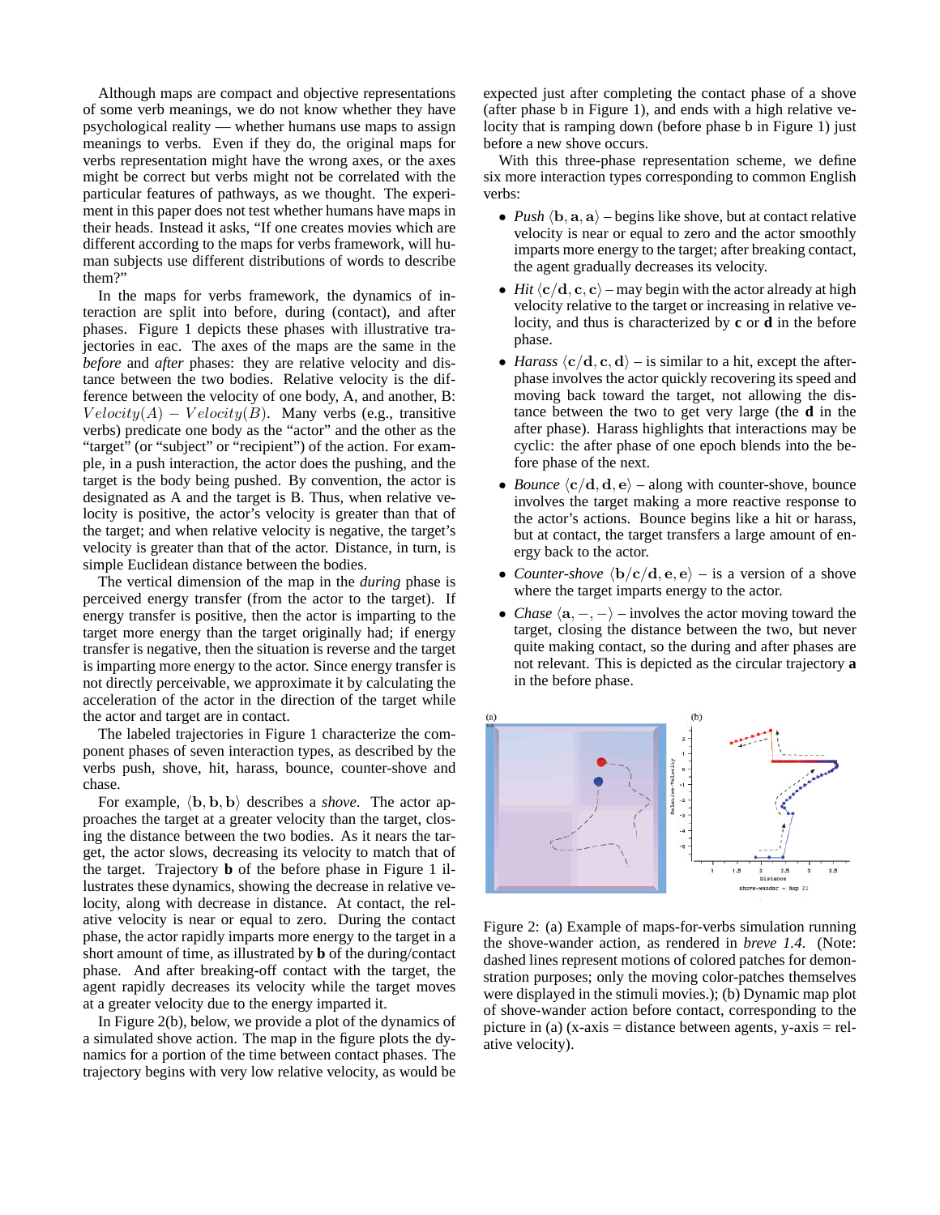Although maps are compact and objective representations of some verb meanings, we do not know whether they have psychological reality — whether humans use maps to assign meanings to verbs. Even if they do, the original maps for verbs representation might have the wrong axes, or the axes might be correct but verbs might not be correlated with the particular features of pathways, as we thought. The experiment in this paper does not test whether humans have maps in their heads. Instead it asks, "If one creates movies which are different according to the maps for verbs framework, will human subjects use different distributions of words to describe them?"

In the maps for verbs framework, the dynamics of interaction are split into before, during (contact), and after phases. Figure 1 depicts these phases with illustrative trajectories in eac. The axes of the maps are the same in the *before* and *after* phases: they are relative velocity and distance between the two bodies. Relative velocity is the difference between the velocity of one body, A, and another, B: $Velocity(A) - Velocity(B)$. Many verbs (e.g., transitive verbs) predicate one body as the "actor" and the other as the "target" (or "subject" or "recipient") of the action. For example, in a push interaction, the actor does the pushing, and the target is the body being pushed. By convention, the actor is designated as A and the target is B. Thus, when relative velocity is positive, the actor's velocity is greater than that of the target; and when relative velocity is negative, the target's velocity is greater than that of the actor. Distance, in turn, is simple Euclidean distance between the bodies.

The vertical dimension of the map in the *during* phase is perceived energy transfer (from the actor to the target). If energy transfer is positive, then the actor is imparting to the target more energy than the target originally had; if energy transfer is negative, then the situation is reverse and the target is imparting more energy to the actor. Since energy transfer is not directly perceivable, we approximate it by calculating the acceleration of the actor in the direction of the target while the actor and target are in contact.

The labeled trajectories in Figure 1 characterize the component phases of seven interaction types, as described by the verbs push, shove, hit, harass, bounce, counter-shove and chase.

For example, $\langle \mathbf{b}, \mathbf{b}, \mathbf{b} \rangle$ describes a *shove*. The actor approaches the target at a greater velocity than the target, closing the distance between the two bodies. As it nears the target, the actor slows, decreasing its velocity to match that of the target. Trajectory **b** of the before phase in Figure 1 illustrates these dynamics, showing the decrease in relative velocity, along with decrease in distance. At contact, the relative velocity is near or equal to zero. During the contact phase, the actor rapidly imparts more energy to the target in a short amount of time, as illustrated by **b** of the during/contact phase. And after breaking-off contact with the target, the agent rapidly decreases its velocity while the target moves at a greater velocity due to the energy imparted it.

In Figure 2(b), below, we provide a plot of the dynamics of a simulated shove action. The map in the figure plots the dynamics for a portion of the time between contact phases. The trajectory begins with very low relative velocity, as would be expected just after completing the contact phase of a shove (after phase b in Figure 1), and ends with a high relative velocity that is ramping down (before phase b in Figure 1) just before a new shove occurs.

With this three-phase representation scheme, we define six more interaction types corresponding to common English verbs:

- *Push* $\langle \mathbf{b}, \mathbf{a}, \mathbf{a} \rangle$ – begins like shove, but at contact relative velocity is near or equal to zero and the actor smoothly imparts more energy to the target; after breaking contact, the agent gradually decreases its velocity.
- *Hit* $\langle \mathbf{c}/\mathbf{d}, \mathbf{c}, \mathbf{c} \rangle$ – may begin with the actor already at high velocity relative to the target or increasing in relative velocity, and thus is characterized by **c** or **d** in the before phase.
- *Harass* $\langle \mathbf{c}/\mathbf{d}, \mathbf{c}, \mathbf{d} \rangle$ – is similar to a hit, except the after-phase involves the actor quickly recovering its speed and moving back toward the target, not allowing the distance between the two to get very large (the **d** in the after phase). Harass highlights that interactions may be cyclic: the after phase of one epoch blends into the before phase of the next.
- *Bounce* $\langle \mathbf{c}/\mathbf{d}, \mathbf{d}, \mathbf{e} \rangle$ – along with counter-shove, bounce involves the target making a more reactive response to the actor's actions. Bounce begins like a hit or harass, but at contact, the target transfers a large amount of energy back to the actor.
- *Counter-shove* $\langle \mathbf{b}/\mathbf{c}/\mathbf{d}, \mathbf{e}, \mathbf{e} \rangle$ – is a version of a shove where the target imparts energy to the actor.
- *Chase* $\langle \mathbf{a}, -, - \rangle$ – involves the actor moving toward the target, closing the distance between the two, but never quite making contact, so the during and after phases are not relevant. This is depicted as the circular trajectory **a** in the before phase.

Figure 2: (a) Example of maps-for-verbs simulation running the shove-wander action, as rendered in *breve 1.4*. (Note: dashed lines represent motions of colored patches for demonstration purposes; only the moving color-patches themselves were displayed in the stimuli movies.); (b) Dynamic map plot of shove-wander action before contact, corresponding to the picture in (a) (x-axis = distance between agents, y-axis = relative velocity).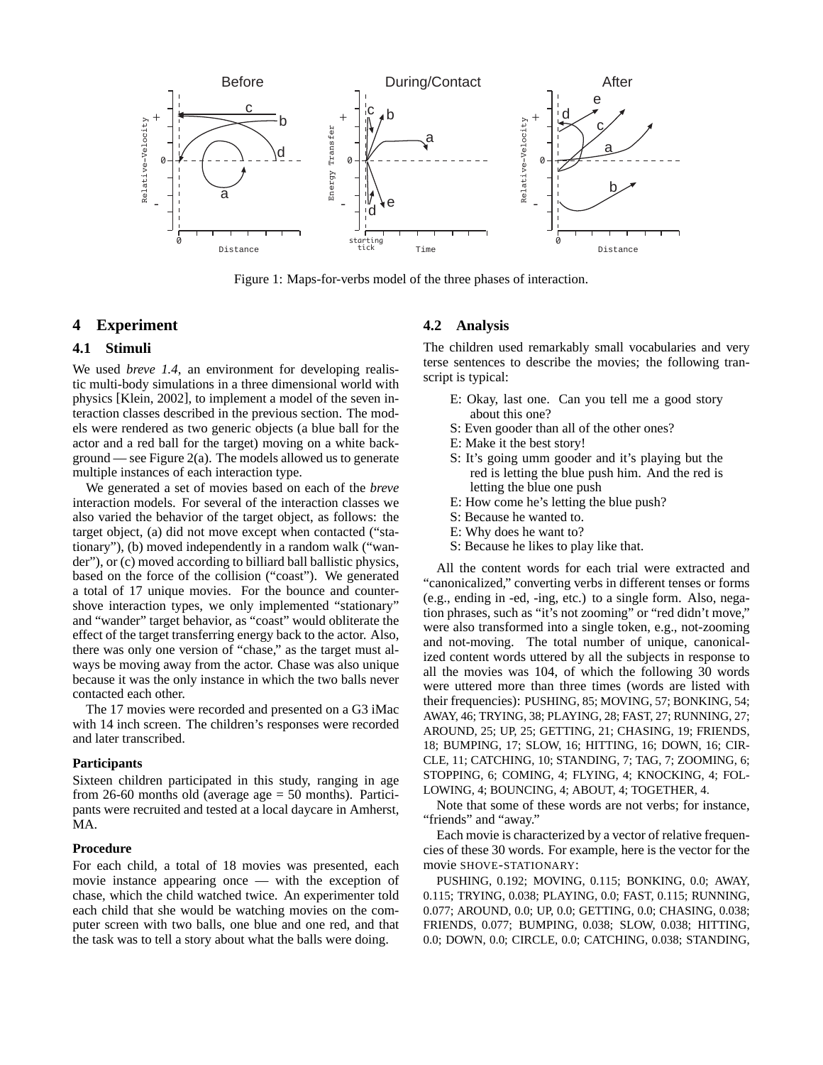Figure 1: Maps-for-verbs model of the three phases of interaction.

## 4 Experiment

### 4.1 Stimuli

We used *breve 1.4*, an environment for developing realistic multi-body simulations in a three dimensional world with physics [Klein, 2002], to implement a model of the seven interaction classes described in the previous section. The models were rendered as two generic objects (a blue ball for the actor and a red ball for the target) moving on a white background — see Figure 2(a). The models allowed us to generate multiple instances of each interaction type.

We generated a set of movies based on each of the *breve* interaction models. For several of the interaction classes we also varied the behavior of the target object, as follows: the target object, (a) did not move except when contacted ("stationary"), (b) moved independently in a random walk ("wander"), or (c) moved according to billiard ball ballistic physics, based on the force of the collision ("coast"). We generated a total of 17 unique movies. For the bounce and counter-shove interaction types, we only implemented "stationary" and "wander" target behavior, as "coast" would obliterate the effect of the target transferring energy back to the actor. Also, there was only one version of "chase," as the target must always be moving away from the actor. Chase was also unique because it was the only instance in which the two balls never contacted each other.

The 17 movies were recorded and presented on a G3 iMac with 14 inch screen. The children's responses were recorded and later transcribed.

#### Participants

Sixteen children participated in this study, ranging in age from 26-60 months old (average age = 50 months). Participants were recruited and tested at a local daycare in Amherst, MA.

#### Procedure

For each child, a total of 18 movies was presented, each movie instance appearing once — with the exception of chase, which the child watched twice. An experimenter told each child that she would be watching movies on the computer screen with two balls, one blue and one red, and that the task was to tell a story about what the balls were doing.

### 4.2 Analysis

The children used remarkably small vocabularies and very terse sentences to describe the movies; the following transcript is typical:

> E: Okay, last one. Can you tell me a good story about this one?
> S: Even gooder than all of the other ones?
> E: Make it the best story!
> S: It's going umm gooder and it's playing but the red is letting the blue push him. And the red is letting the blue one push
> E: How come he's letting the blue push?
> S: Because he wanted to.
> E: Why does he want to?
> S: Because he likes to play like that.

All the content words for each trial were extracted and "canonicalized," converting verbs in different tenses or forms (e.g., ending in -ed, -ing, etc.) to a single form. Also, negation phrases, such as "it's not zooming" or "red didn't move," were also transformed into a single token, e.g., not-zooming and not-moving. The total number of unique, canonicalized content words uttered by all the subjects in response to all the movies was 104, of which the following 30 words were uttered more than three times (words are listed with their frequencies): PUSHING, 85; MOVING, 57; BONKING, 54; AWAY, 46; TRYING, 38; PLAYING, 28; FAST, 27; RUNNING, 27; AROUND, 25; UP, 25; GETTING, 21; CHASING, 19; FRIENDS, 18; BUMPING, 17; SLOW, 16; HITTING, 16; DOWN, 16; CIRCLE, 11; CATCHING, 10; STANDING, 7; TAG, 7; ZOOMING, 6; STOPPING, 6; COMING, 4; FLYING, 4; KNOCKING, 4; FOLLOWING, 4; BOUNCING, 4; ABOUT, 4; TOGETHER, 4.

Note that some of these words are not verbs; for instance, "friends" and "away."

Each movie is characterized by a vector of relative frequencies of these 30 words. For example, here is the vector for the movie SHOVE-STATIONARY:

PUSHING, 0.192; MOVING, 0.115; BONKING, 0.0; AWAY, 0.115; TRYING, 0.038; PLAYING, 0.0; FAST, 0.115; RUNNING, 0.077; AROUND, 0.0; UP, 0.0; GETTING, 0.0; CHASING, 0.038; FRIENDS, 0.077; BUMPING, 0.038; SLOW, 0.038; HITTING, 0.0; DOWN, 0.0; CIRCLE, 0.0; CATCHING, 0.038; STANDING,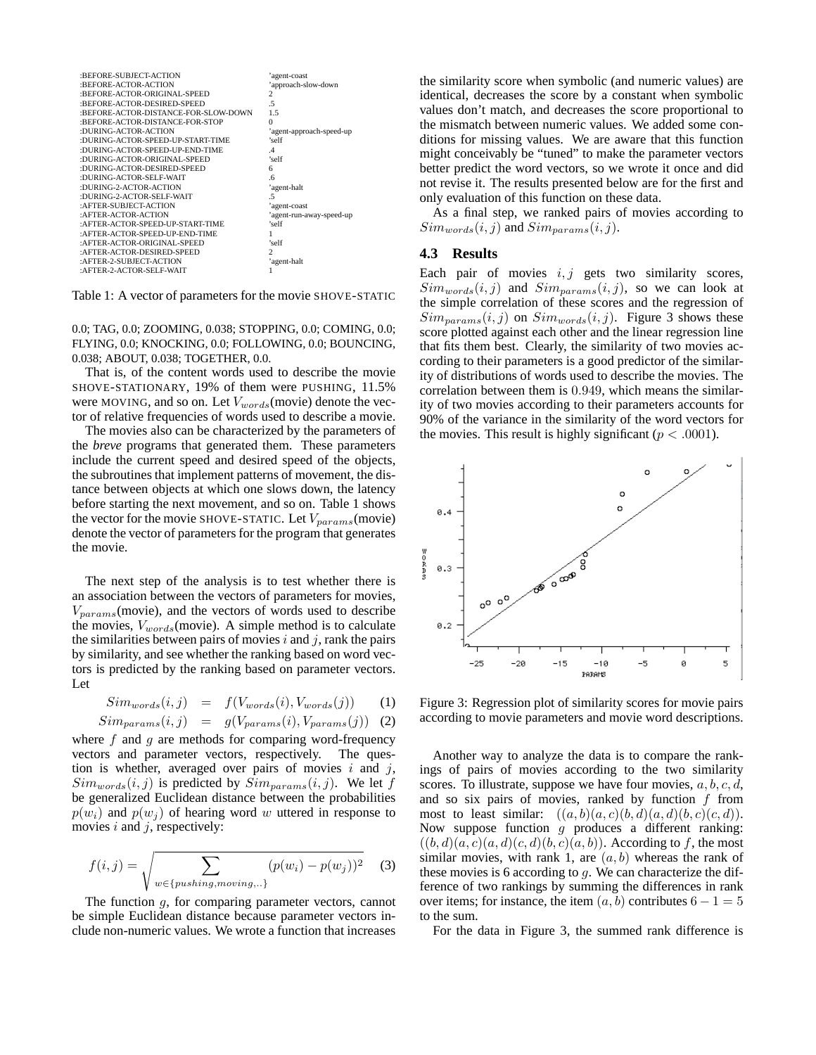| | |
|---|---|
| :BEFORE-SUBJECT-ACTION | 'agent-coast |
| :BEFORE-ACTOR-ACTION | 'approach-slow-down |
| :BEFORE-ACTOR-ORIGINAL-SPEED | 2 |
| :BEFORE-ACTOR-DESIRED-SPEED | .5 |
| :BEFORE-ACTOR-DISTANCE-FOR-SLOW-DOWN | 1.5 |
| :BEFORE-ACTOR-DISTANCE-FOR-STOP | 0 |
| :DURING-ACTOR-ACTION | 'agent-approach-speed-up |
| :DURING-ACTOR-SPEED-UP-START-TIME | 'self |
| :DURING-ACTOR-SPEED-UP-END-TIME | .4 |
| :DURING-ACTOR-ORIGINAL-SPEED | 'self |
| :DURING-ACTOR-DESIRED-SPEED | 6 |
| :DURING-ACTOR-SELF-WAIT | .6 |
| :DURING-2-ACTOR-ACTION | 'agent-halt |
| :DURING-2-ACTOR-SELF-WAIT | .5 |
| :AFTER-SUBJECT-ACTION | 'agent-coast |
| :AFTER-ACTOR-ACTION | 'agent-run-away-speed-up |
| :AFTER-ACTOR-SPEED-UP-START-TIME | 'self |
| :AFTER-ACTOR-SPEED-UP-END-TIME | 1 |
| :AFTER-ACTOR-ORIGINAL-SPEED | 'self |
| :AFTER-ACTOR-DESIRED-SPEED | 2 |
| :AFTER-2-SUBJECT-ACTION | 'agent-halt |
| :AFTER-2-ACTOR-SELF-WAIT | 1 |

Table 1: A vector of parameters for the movie SHOVE-STATIC

0.0; TAG, 0.0; ZOOMING, 0.038; STOPPING, 0.0; COMING, 0.0; FLYING, 0.0; KNOCKING, 0.0; FOLLOWING, 0.0; BOUNCING, 0.038; ABOUT, 0.038; TOGETHER, 0.0.

That is, of the content words used to describe the movie SHOVE-STATIONARY, 19% of them were PUSHING, 11.5% were MOVING, and so on. Let $V_{words}$(movie) denote the vector of relative frequencies of words used to describe a movie.

The movies also can be characterized by the parameters of the *breve* programs that generated them. These parameters include the current speed and desired speed of the objects, the subroutines that implement patterns of movement, the distance between objects at which one slows down, the latency before starting the next movement, and so on. Table 1 shows the vector for the movie SHOVE-STATIC. Let $V_{params}$(movie) denote the vector of parameters for the program that generates the movie.

The next step of the analysis is to test whether there is an association between the vectors of parameters for movies, $V_{params}$(movie), and the vectors of words used to describe the movies, $V_{words}$(movie). A simple method is to calculate the similarities between pairs of movies $i$ and $j$, rank the pairs by similarity, and see whether the ranking based on word vectors is predicted by the ranking based on parameter vectors. Let

$$Sim_{words}(i,j) = f(V_{words}(i), V_{words}(j)) \quad (1)$$

$$Sim_{params}(i,j) = g(V_{params}(i), V_{params}(j)) \quad (2)$$

where $f$ and $g$ are methods for comparing word-frequency vectors and parameter vectors, respectively. The question is whether, averaged over pairs of movies $i$ and $j$, $Sim_{words}(i,j)$ is predicted by $Sim_{params}(i,j)$. We let $f$ be generalized Euclidean distance between the probabilities $p(w_i)$ and $p(w_j)$ of hearing word $w$ uttered in response to movies $i$ and $j$, respectively:

$$f(i,j) = \sqrt{\sum_{w \in \{pushing, moving, ..\}} (p(w_i) - p(w_j))^2} \quad (3)$$

The function $g$, for comparing parameter vectors, cannot be simple Euclidean distance because parameter vectors include non-numeric values. We wrote a function that increases the similarity score when symbolic (and numeric values) are identical, decreases the score by a constant when symbolic values don't match, and decreases the score proportional to the mismatch between numeric values. We added some conditions for missing values. We are aware that this function might conceivably be "tuned" to make the parameter vectors better predict the word vectors, so we wrote it once and did not revise it. The results presented below are for the first and only evaluation of this function on these data.

As a final step, we ranked pairs of movies according to $Sim_{words}(i,j)$ and $Sim_{params}(i,j)$.

### 4.3 Results

Each pair of movies $i, j$ gets two similarity scores, $Sim_{words}(i,j)$ and $Sim_{params}(i,j)$, so we can look at the simple correlation of these scores and the regression of $Sim_{params}(i,j)$ on $Sim_{words}(i,j)$. Figure 3 shows these score plotted against each other and the linear regression line that fits them best. Clearly, the similarity of two movies according to their parameters is a good predictor of the similarity of distributions of words used to describe the movies. The correlation between them is 0.949, which means the similarity of two movies according to their parameters accounts for 90% of the variance in the similarity of the word vectors for the movies. This result is highly significant ($p < .0001$).

Figure 3: Regression plot of similarity scores for movie pairs according to movie parameters and movie word descriptions.

Another way to analyze the data is to compare the rankings of pairs of movies according to the two similarity scores. To illustrate, suppose we have four movies, $a, b, c, d$, and so six pairs of movies, ranked by function $f$ from most to least similar: $((a,b)(a,c)(b,d)(a,d)(b,c)(c,d))$. Now suppose function $g$ produces a different ranking: $((b,d)(a,c)(a,d)(c,d)(b,c)(a,b))$. According to $f$, the most similar movies, with rank 1, are $(a,b)$ whereas the rank of these movies is 6 according to $g$. We can characterize the difference of two rankings by summing the differences in rank over items; for instance, the item $(a,b)$ contributes $6 - 1 = 5$ to the sum.

For the data in Figure 3, the summed rank difference is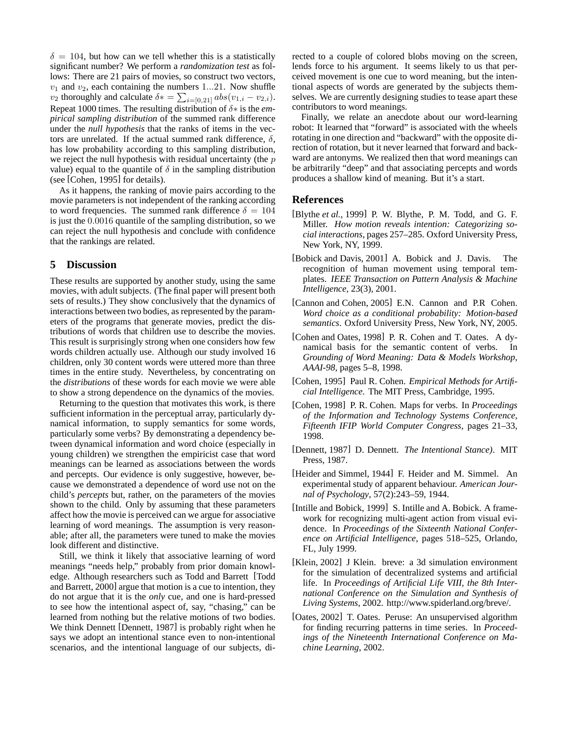$\delta = 104$, but how can we tell whether this is a statistically significant number? We perform a *randomization test* as follows: There are 21 pairs of movies, so construct two vectors, $v_1$ and $v_2$, each containing the numbers 1...21. Now shuffle $v_2$ thoroughly and calculate $\delta* = \sum_{i=[0,21]} abs(v_{1,i} - v_{2,i})$. Repeat 1000 times. The resulting distribution of $\delta*$ is the *empirical sampling distribution* of the summed rank difference under the *null hypothesis* that the ranks of items in the vectors are unrelated. If the actual summed rank difference, $\delta$, has low probability according to this sampling distribution, we reject the null hypothesis with residual uncertainty (the $p$ value) equal to the quantile of $\delta$ in the sampling distribution (see [Cohen, 1995] for details).

As it happens, the ranking of movie pairs according to the movie parameters is not independent of the ranking according to word frequencies. The summed rank difference $\delta = 104$ is just the $0.0016$ quantile of the sampling distribution, so we can reject the null hypothesis and conclude with confidence that the rankings are related.

## 5 Discussion

These results are supported by another study, using the same movies, with adult subjects. (The final paper will present both sets of results.) They show conclusively that the dynamics of interactions between two bodies, as represented by the parameters of the programs that generate movies, predict the distributions of words that children use to describe the movies. This result is surprisingly strong when one considers how few words children actually use. Although our study involved 16 children, only 30 content words were uttered more than three times in the entire study. Nevertheless, by concentrating on the *distributions* of these words for each movie we were able to show a strong dependence on the dynamics of the movies.

Returning to the question that motivates this work, is there sufficient information in the perceptual array, particularly dynamical information, to supply semantics for some words, particularly some verbs? By demonstrating a dependency between dynamical information and word choice (especially in young children) we strengthen the empiricist case that word meanings can be learned as associations between the words and percepts. Our evidence is only suggestive, however, because we demonstrated a dependence of word use not on the child's *percepts* but, rather, on the parameters of the movies shown to the child. Only by assuming that these parameters affect how the movie is perceived can we argue for associative learning of word meanings. The assumption is very reasonable; after all, the parameters were tuned to make the movies look different and distinctive.

Still, we think it likely that associative learning of word meanings "needs help," probably from prior domain knowledge. Although researchers such as Todd and Barrett [Todd and Barrett, 2000] argue that motion is a cue to intention, they do not argue that it is the *only* cue, and one is hard-pressed to see how the intentional aspect of, say, "chasing," can be learned from nothing but the relative motions of two bodies. We think Dennett [Dennett, 1987] is probably right when he says we adopt an intentional stance even to non-intentional scenarios, and the intentional language of our subjects, directed to a couple of colored blobs moving on the screen, lends force to his argument. It seems likely to us that perceived movement is one cue to word meaning, but the intentional aspects of words are generated by the subjects themselves. We are currently designing studies to tease apart these contributors to word meanings.

Finally, we relate an anecdote about our word-learning robot: It learned that "forward" is associated with the wheels rotating in one direction and "backward" with the opposite direction of rotation, but it never learned that forward and backward are antonyms. We realized then that word meanings can be arbitrarily "deep" and that associating percepts and words produces a shallow kind of meaning. But it's a start.

## References

[Blythe *et al.*, 1999] P. W. Blythe, P. M. Todd, and G. F. Miller. *How motion reveals intention: Categorizing social interactions*, pages 257–285. Oxford University Press, New York, NY, 1999.

[Bobick and Davis, 2001] A. Bobick and J. Davis. The recognition of human movement using temporal templates. *IEEE Transaction on Pattern Analysis & Machine Intelligence*, 23(3), 2001.

[Cannon and Cohen, 2005] E.N. Cannon and P.R Cohen. *Word choice as a conditional probability: Motion-based semantics*. Oxford University Press, New York, NY, 2005.

[Cohen and Oates, 1998] P. R. Cohen and T. Oates. A dynamical basis for the semantic content of verbs. In *Grounding of Word Meaning: Data & Models Workshop, AAAI-98*, pages 5–8, 1998.

[Cohen, 1995] Paul R. Cohen. *Empirical Methods for Artificial Intelligence*. The MIT Press, Cambridge, 1995.

[Cohen, 1998] P. R. Cohen. Maps for verbs. In *Proceedings of the Information and Technology Systems Conference, Fifteenth IFIP World Computer Congress*, pages 21–33, 1998.

[Dennett, 1987] D. Dennett. *The Intentional Stance)*. MIT Press, 1987.

[Heider and Simmel, 1944] F. Heider and M. Simmel. An experimental study of apparent behaviour. *American Journal of Psychology*, 57(2):243–59, 1944.

[Intille and Bobick, 1999] S. Intille and A. Bobick. A framework for recognizing multi-agent action from visual evidence. In *Proceedings of the Sixteenth National Conference on Artificial Intelligence*, pages 518–525, Orlando, FL, July 1999.

[Klein, 2002] J Klein. breve: a 3d simulation environment for the simulation of decentralized systems and artificial life. In *Proceedings of Artificial Life VIII, the 8th International Conference on the Simulation and Synthesis of Living Systems*, 2002. http://www.spiderland.org/breve/.

[Oates, 2002] T. Oates. Peruse: An unsupervised algorithm for finding recurring patterns in time series. In *Proceedings of the Nineteenth International Conference on Machine Learning*, 2002.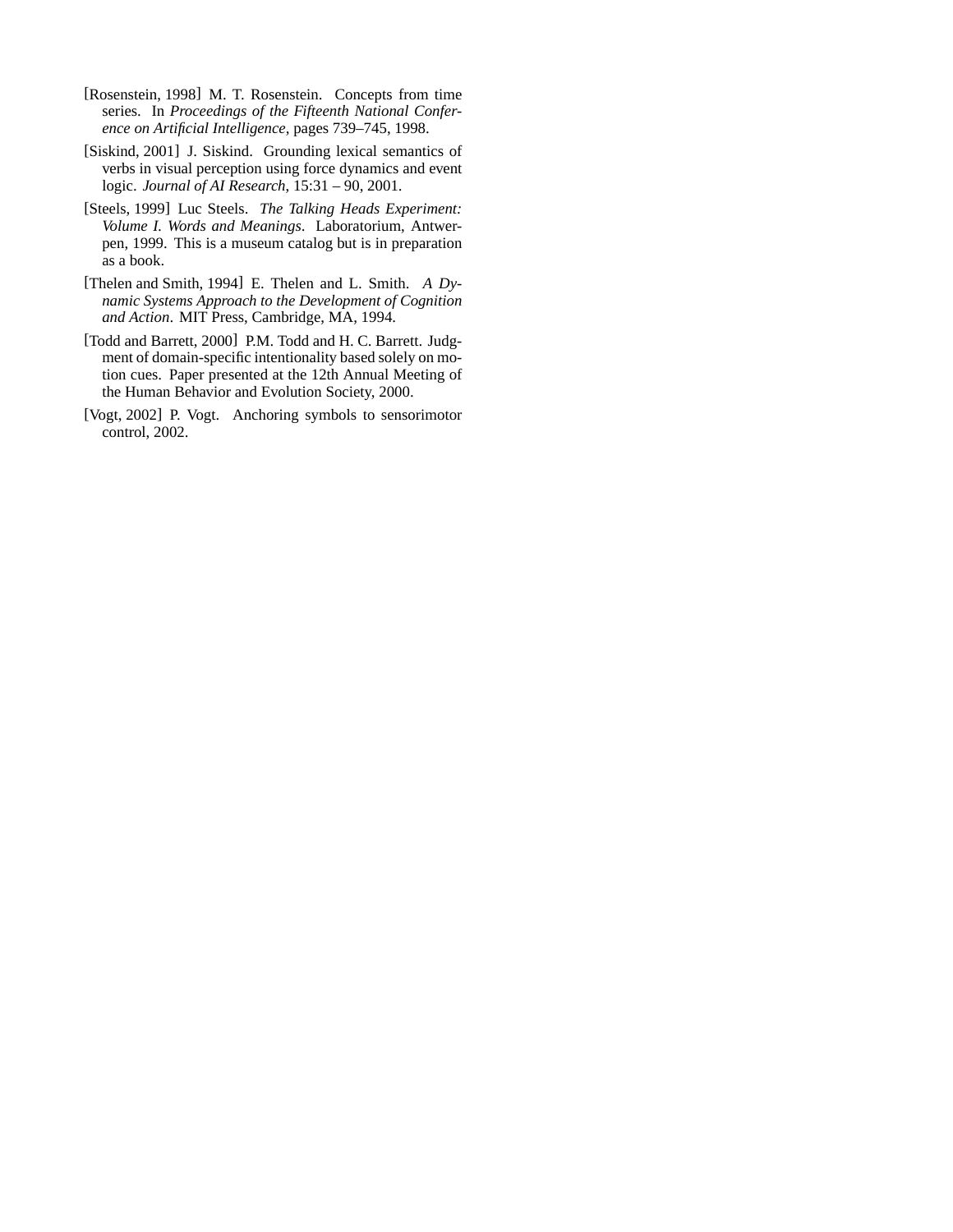[Rosenstein, 1998] M. T. Rosenstein. Concepts from time series. In *Proceedings of the Fifteenth National Conference on Artificial Intelligence*, pages 739–745, 1998.

[Siskind, 2001] J. Siskind. Grounding lexical semantics of verbs in visual perception using force dynamics and event logic. *Journal of AI Research*, 15:31 – 90, 2001.

[Steels, 1999] Luc Steels. *The Talking Heads Experiment: Volume I. Words and Meanings*. Laboratorium, Antwerpen, 1999. This is a museum catalog but is in preparation as a book.

[Thelen and Smith, 1994] E. Thelen and L. Smith. *A Dynamic Systems Approach to the Development of Cognition and Action*. MIT Press, Cambridge, MA, 1994.

[Todd and Barrett, 2000] P.M. Todd and H. C. Barrett. Judgment of domain-specific intentionality based solely on motion cues. Paper presented at the 12th Annual Meeting of the Human Behavior and Evolution Society, 2000.

[Vogt, 2002] P. Vogt. Anchoring symbols to sensorimotor control, 2002.